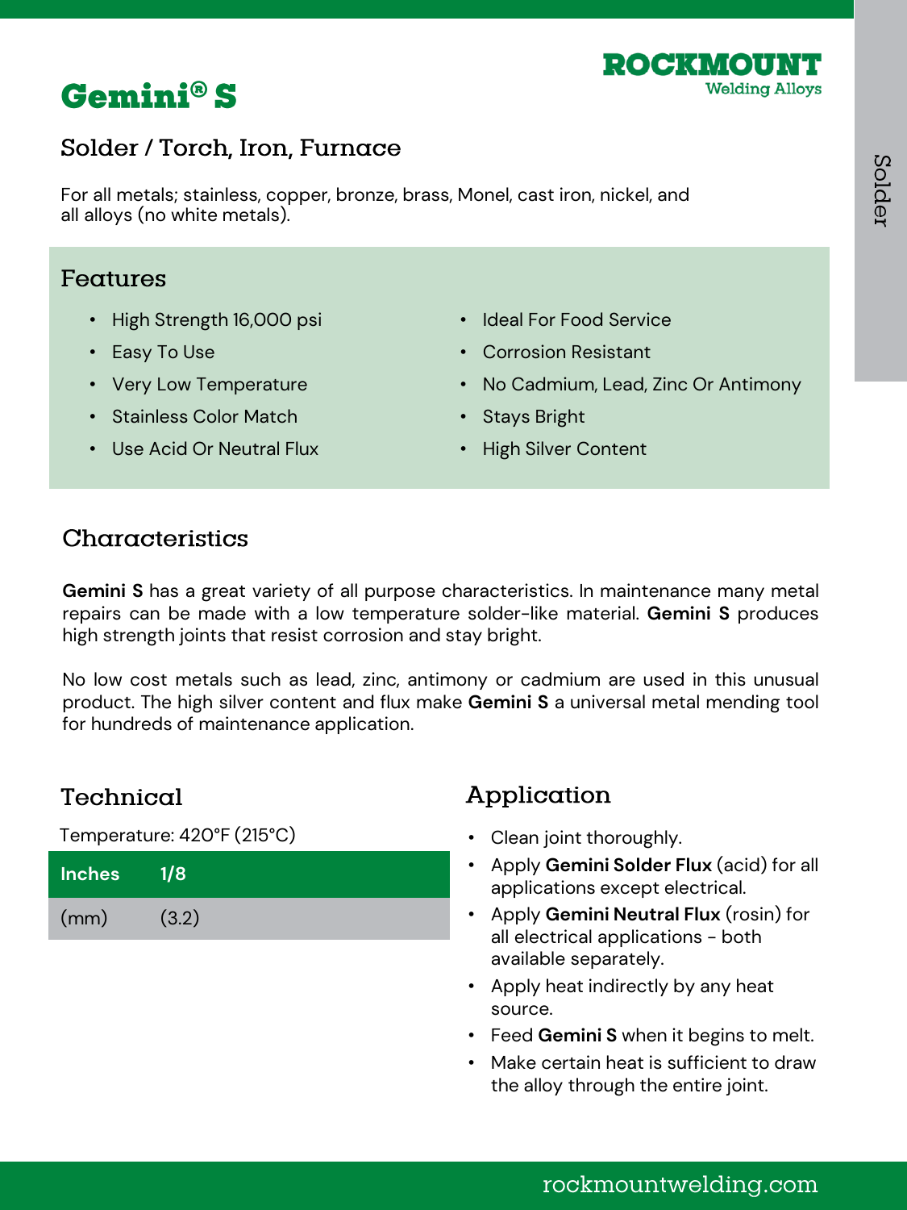# Gemini® S

ROCKMOUNT Welding Alloys

## Solder / Torch, Iron, Furnace

For all metals; stainless, copper, bronze, brass, Monel, cast iron, nickel, and all alloys (no white metals).

## Features

- High Strength 16,000 psi
- Easy To Use
- Very Low Temperature
- Stainless Color Match
- Use Acid Or Neutral Flux
- Ideal For Food Service
- Corrosion Resistant
- No Cadmium, Lead, Zinc Or Antimony
- Stays Bright
- High Silver Content

## Characteristics

**Gemini S** has a great variety of all purpose characteristics. In maintenance many metal repairs can be made with a low temperature solder-like material. **Gemini S** produces high strength joints that resist corrosion and stay bright.

No low cost metals such as lead, zinc, antimony or cadmium are used in this unusual product. The high silver content and flux make **Gemini S** a universal metal mending tool for hundreds of maintenance application.

## Technical

Temperature: 420°F (215°C)

| Inches | 1/8 |
|---|---|
| (mm) | (3.2) |

## Application

- Clean joint thoroughly.
- Apply **Gemini Solder Flux** (acid) for all applications except electrical.
- Apply **Gemini Neutral Flux** (rosin) for all electrical applications - both available separately.
- Apply heat indirectly by any heat source.
- Feed **Gemini S** when it begins to melt.
- Make certain heat is sufficient to draw the alloy through the entire joint.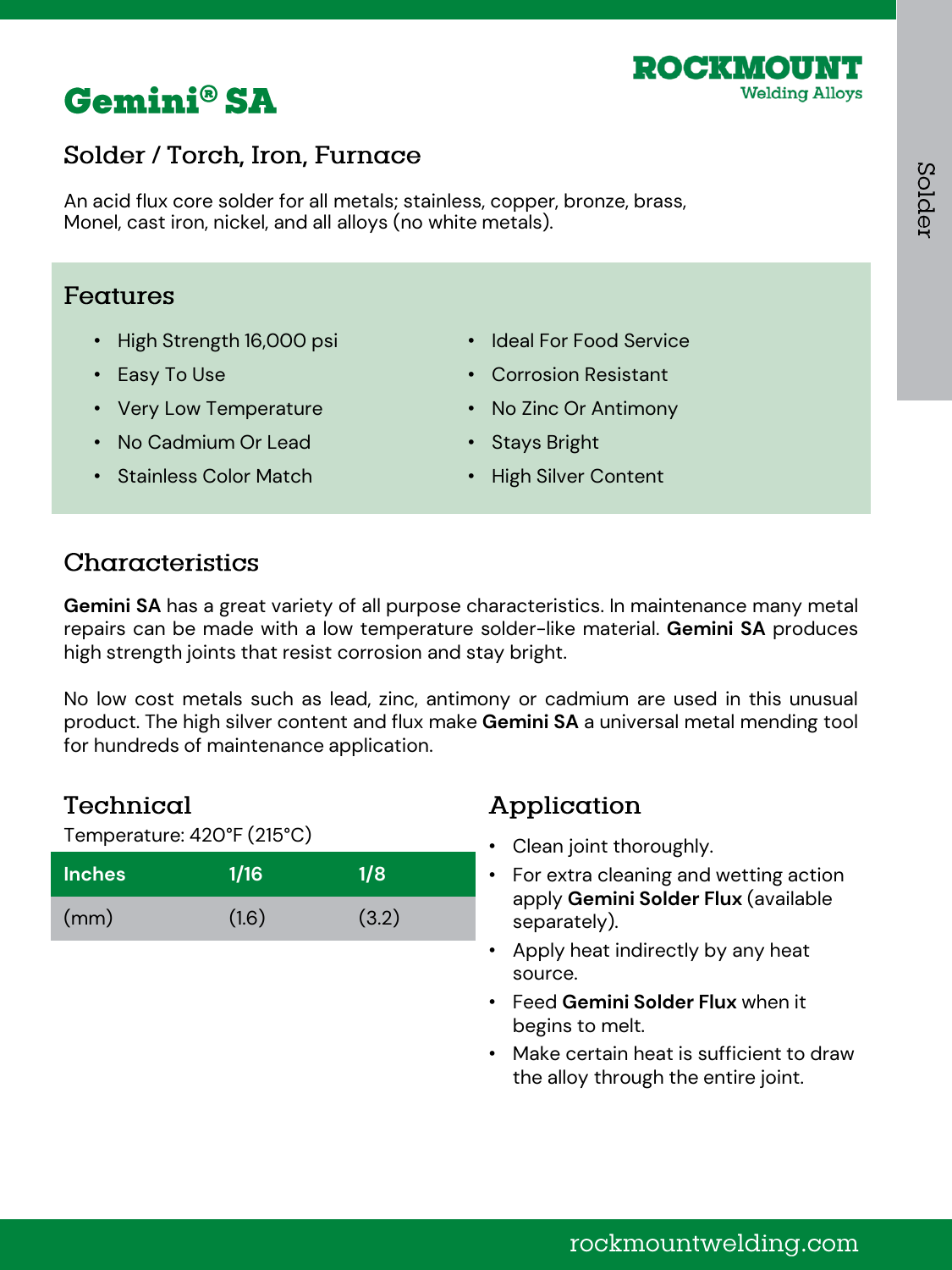# Gemini® SA

ROCKMOUNT
Welding Alloys

## Solder / Torch, Iron, Furnace

An acid flux core solder for all metals; stainless, copper, bronze, brass, Monel, cast iron, nickel, and all alloys (no white metals).

## Features

- High Strength 16,000 psi
- Easy To Use
- Very Low Temperature
- No Cadmium Or Lead
- Stainless Color Match
- Ideal For Food Service
- Corrosion Resistant
- No Zinc Or Antimony
- Stays Bright
- High Silver Content

## Characteristics

**Gemini SA** has a great variety of all purpose characteristics. In maintenance many metal repairs can be made with a low temperature solder-like material. **Gemini SA** produces high strength joints that resist corrosion and stay bright.

No low cost metals such as lead, zinc, antimony or cadmium are used in this unusual product. The high silver content and flux make **Gemini SA** a universal metal mending tool for hundreds of maintenance application.

## Technical

Temperature: 420°F (215°C)

| Inches | 1/16 | 1/8 |
| --- | --- | --- |
| (mm) | (1.6) | (3.2) |

## Application

- Clean joint thoroughly.
- For extra cleaning and wetting action apply **Gemini Solder Flux** (available separately).
- Apply heat indirectly by any heat source.
- Feed **Gemini Solder Flux** when it begins to melt.
- Make certain heat is sufficient to draw the alloy through the entire joint.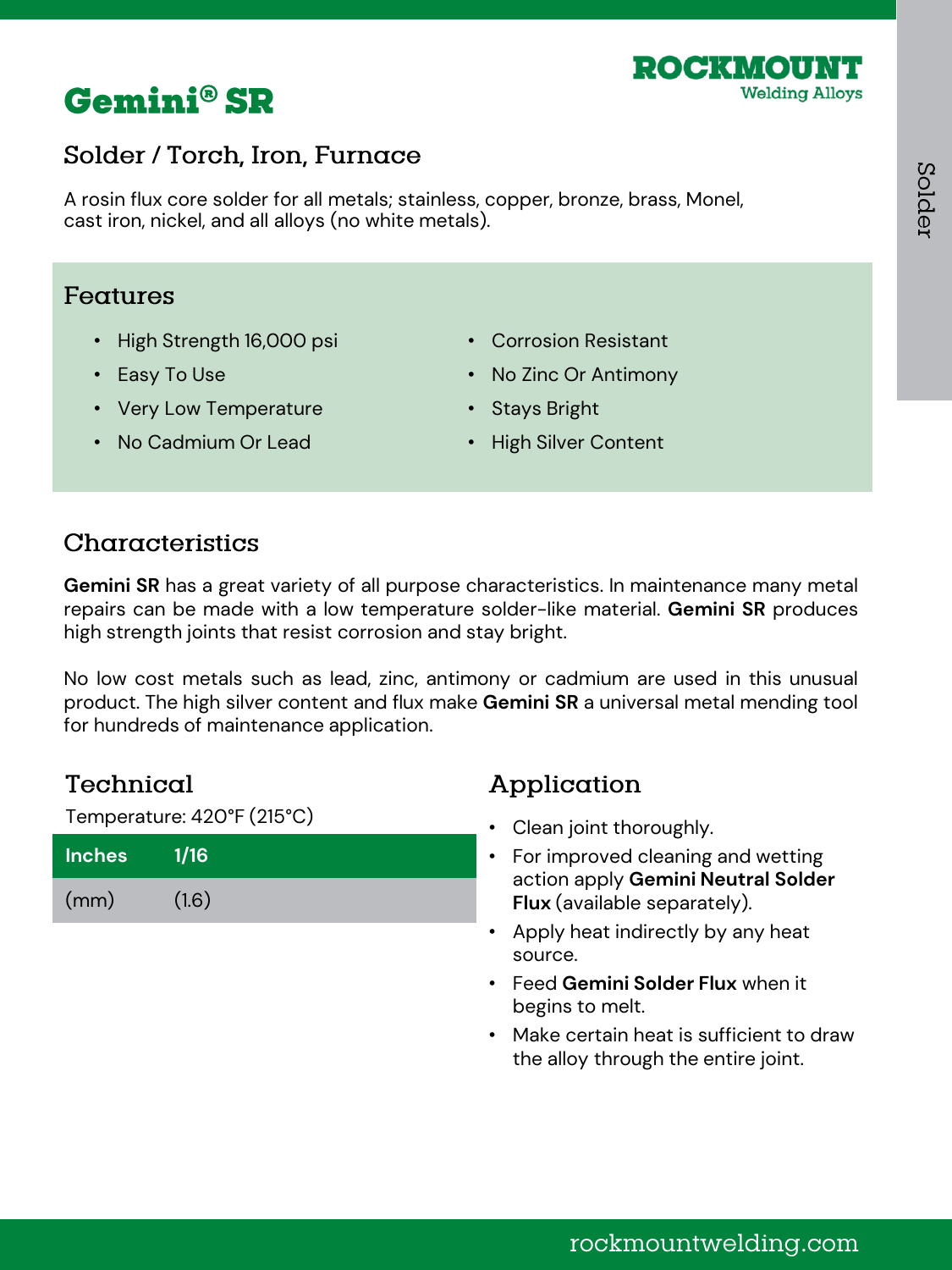# Gemini® SR

ROCKMOUNT Welding Alloys

## Solder / Torch, Iron, Furnace

A rosin flux core solder for all metals; stainless, copper, bronze, brass, Monel, cast iron, nickel, and all alloys (no white metals).

## Features

- High Strength 16,000 psi
- Easy To Use
- Very Low Temperature
- No Cadmium Or Lead
- Corrosion Resistant
- No Zinc Or Antimony
- Stays Bright
- High Silver Content

## Characteristics

**Gemini SR** has a great variety of all purpose characteristics. In maintenance many metal repairs can be made with a low temperature solder-like material. **Gemini SR** produces high strength joints that resist corrosion and stay bright.

No low cost metals such as lead, zinc, antimony or cadmium are used in this unusual product. The high silver content and flux make **Gemini SR** a universal metal mending tool for hundreds of maintenance application.

## Technical

Temperature: 420°F (215°C)

| Inches | 1/16 |
|---|---|
| (mm) | (1.6) |

## Application

- Clean joint thoroughly.
- For improved cleaning and wetting action apply **Gemini Neutral Solder Flux** (available separately).
- Apply heat indirectly by any heat source.
- Feed **Gemini Solder Flux** when it begins to melt.
- Make certain heat is sufficient to draw the alloy through the entire joint.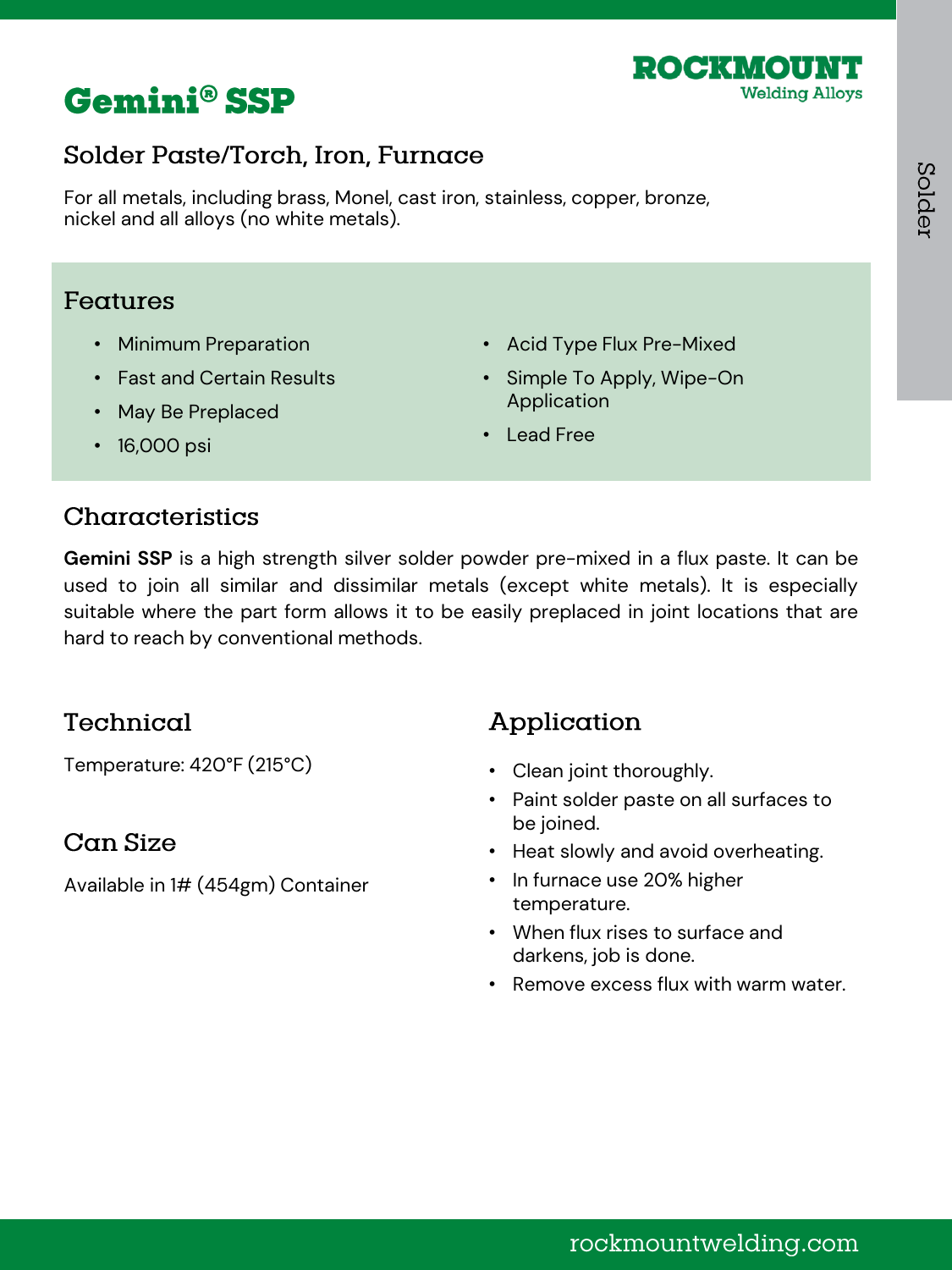# Gemini® SSP

ROCKMOUNT
Welding Alloys

## Solder Paste/Torch, Iron, Furnace

For all metals, including brass, Monel, cast iron, stainless, copper, bronze, nickel and all alloys (no white metals).

## Features

- Minimum Preparation
- Fast and Certain Results
- May Be Preplaced
- 16,000 psi
- Acid Type Flux Pre-Mixed
- Simple To Apply, Wipe-On Application
- Lead Free

## Characteristics

**Gemini SSP** is a high strength silver solder powder pre-mixed in a flux paste. It can be used to join all similar and dissimilar metals (except white metals). It is especially suitable where the part form allows it to be easily preplaced in joint locations that are hard to reach by conventional methods.

## Technical

Temperature: 420°F (215°C)

## Can Size

Available in 1# (454gm) Container

## Application

- Clean joint thoroughly.
- Paint solder paste on all surfaces to be joined.
- Heat slowly and avoid overheating.
- In furnace use 20% higher temperature.
- When flux rises to surface and darkens, job is done.
- Remove excess flux with warm water.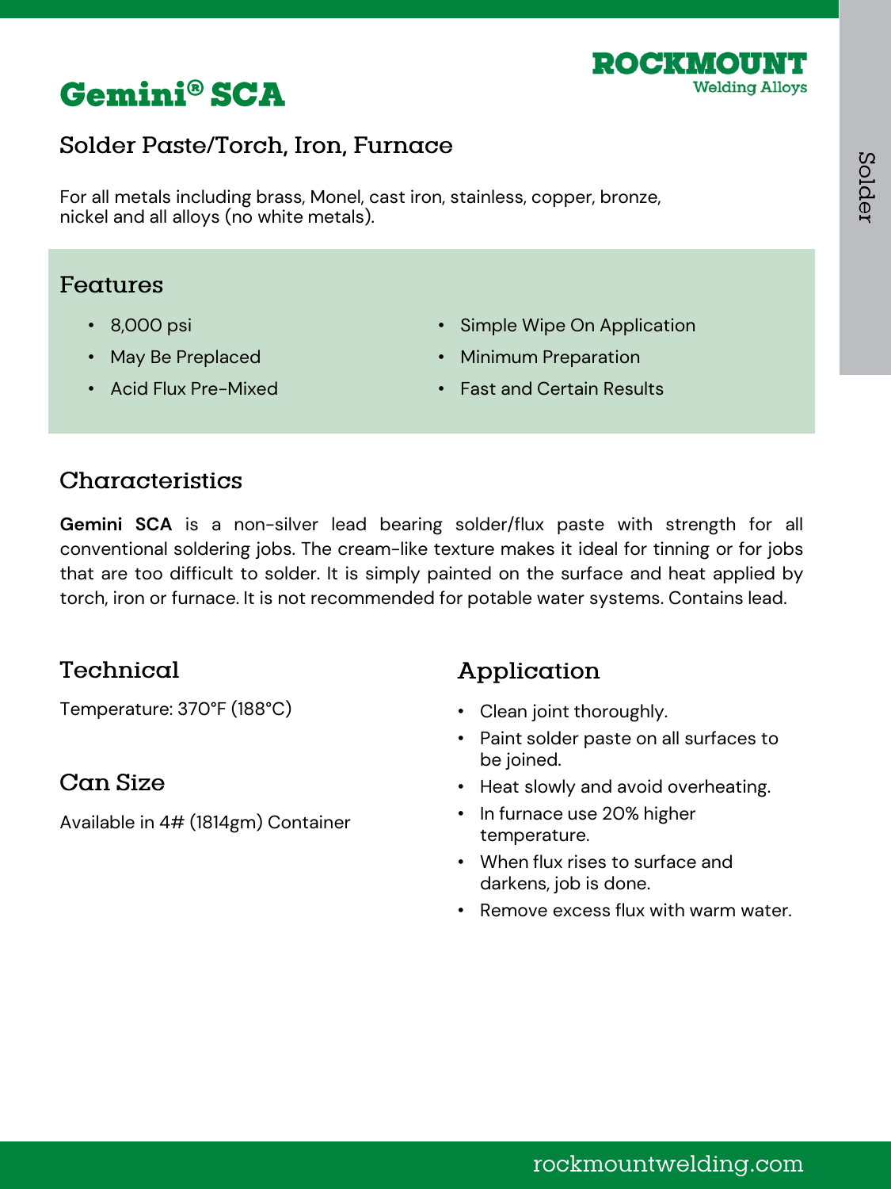# Gemini® SCA

ROCKMOUNT
Welding Alloys

## Solder Paste/Torch, Iron, Furnace

For all metals including brass, Monel, cast iron, stainless, copper, bronze, nickel and all alloys (no white metals).

### Features

- 8,000 psi
- May Be Preplaced
- Acid Flux Pre-Mixed
- Simple Wipe On Application
- Minimum Preparation
- Fast and Certain Results

### Characteristics

**Gemini SCA** is a non-silver lead bearing solder/flux paste with strength for all conventional soldering jobs. The cream-like texture makes it ideal for tinning or for jobs that are too difficult to solder. It is simply painted on the surface and heat applied by torch, iron or furnace. It is not recommended for potable water systems. Contains lead.

### Technical

Temperature: 370°F (188°C)

### Can Size

Available in 4# (1814gm) Container

### Application

- Clean joint thoroughly.
- Paint solder paste on all surfaces to be joined.
- Heat slowly and avoid overheating.
- In furnace use 20% higher temperature.
- When flux rises to surface and darkens, job is done.
- Remove excess flux with warm water.